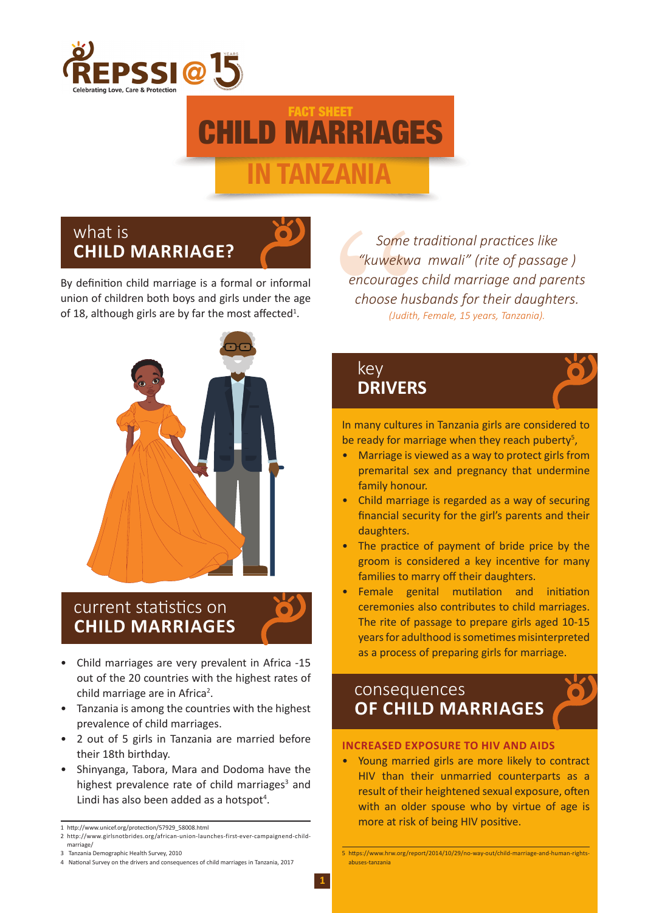REPSSI @ 15 YEARS
Celebrating Love, Care & Protection

# FACT SHEET CHILD MARRIAGES IN TANZANIA

## what is CHILD MARRIAGE?

By definition child marriage is a formal or informal union of children both boys and girls under the age of 18, although girls are by far the most affected[1].

## current statistics on CHILD MARRIAGES

- Child marriages are very prevalent in Africa -15 out of the 20 countries with the highest rates of child marriage are in Africa[2].
- Tanzania is among the countries with the highest prevalence of child marriages.
- 2 out of 5 girls in Tanzania are married before their 18th birthday.
- Shinyanga, Tabora, Mara and Dodoma have the highest prevalence rate of child marriages[3] and Lindi has also been added as a hotspot[4].

1 http://www.unicef.org/protection/57929_58008.html
2 http://www.girlsnotbrides.org/african-union-launches-first-ever-campaignend-child-marriage/
3 Tanzania Demographic Health Survey, 2010
4 National Survey on the drivers and consequences of child marriages in Tanzania, 2017

*Some traditional practices like "kuwekwa mwali" (rite of passage ) encourages child marriage and parents choose husbands for their daughters.*
*(Judith, Female, 15 years, Tanzania).*

## key DRIVERS

In many cultures in Tanzania girls are considered to be ready for marriage when they reach puberty[5],

- Marriage is viewed as a way to protect girls from premarital sex and pregnancy that undermine family honour.
- Child marriage is regarded as a way of securing financial security for the girl's parents and their daughters.
- The practice of payment of bride price by the groom is considered a key incentive for many families to marry off their daughters.
- Female genital mutilation and initiation ceremonies also contributes to child marriages. The rite of passage to prepare girls aged 10-15 years for adulthood is sometimes misinterpreted as a process of preparing girls for marriage.

## consequences OF CHILD MARRIAGES

### INCREASED EXPOSURE TO HIV AND AIDS

- Young married girls are more likely to contract HIV than their unmarried counterparts as a result of their heightened sexual exposure, often with an older spouse who by virtue of age is more at risk of being HIV positive.

5 https://www.hrw.org/report/2014/10/29/no-way-out/child-marriage-and-human-rights-abuses-tanzania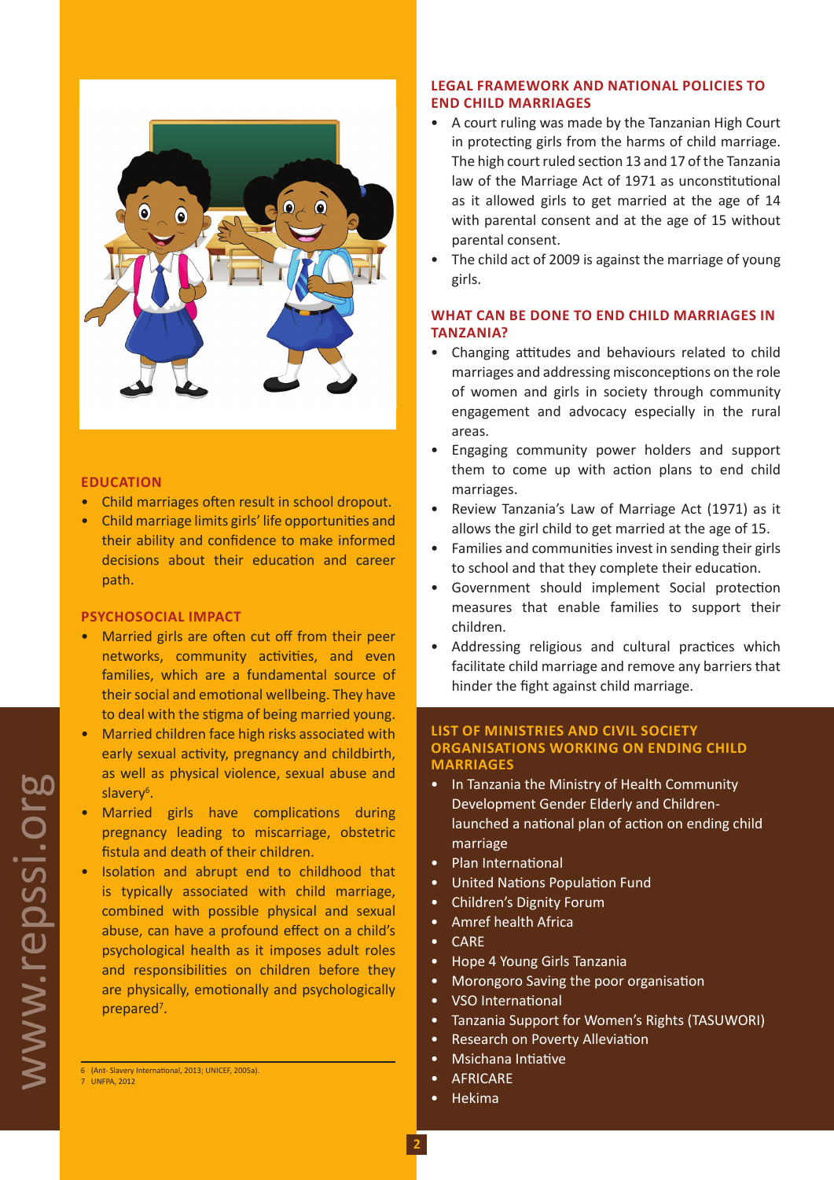## EDUCATION

- Child marriages often result in school dropout.
- Child marriage limits girls' life opportunities and their ability and confidence to make informed decisions about their education and career path.

## PSYCHOSOCIAL IMPACT

- Married girls are often cut off from their peer networks, community activities, and even families, which are a fundamental source of their social and emotional wellbeing. They have to deal with the stigma of being married young.
- Married children face high risks associated with early sexual activity, pregnancy and childbirth, as well as physical violence, sexual abuse and slavery[6].
- Married girls have complications during pregnancy leading to miscarriage, obstetric fistula and death of their children.
- Isolation and abrupt end to childhood that is typically associated with child marriage, combined with possible physical and sexual abuse, can have a profound effect on a child's psychological health as it imposes adult roles and responsibilities on children before they are physically, emotionally and psychologically prepared[7].

6 (Ant- Slavery International, 2013; UNICEF, 2005a).
7 UNFPA, 2012

## LEGAL FRAMEWORK AND NATIONAL POLICIES TO END CHILD MARRIAGES

- A court ruling was made by the Tanzanian High Court in protecting girls from the harms of child marriage. The high court ruled section 13 and 17 of the Tanzania law of the Marriage Act of 1971 as unconstitutional as it allowed girls to get married at the age of 14 with parental consent and at the age of 15 without parental consent.
- The child act of 2009 is against the marriage of young girls.

## WHAT CAN BE DONE TO END CHILD MARRIAGES IN TANZANIA?

- Changing attitudes and behaviours related to child marriages and addressing misconceptions on the role of women and girls in society through community engagement and advocacy especially in the rural areas.
- Engaging community power holders and support them to come up with action plans to end child marriages.
- Review Tanzania's Law of Marriage Act (1971) as it allows the girl child to get married at the age of 15.
- Families and communities invest in sending their girls to school and that they complete their education.
- Government should implement Social protection measures that enable families to support their children.
- Addressing religious and cultural practices which facilitate child marriage and remove any barriers that hinder the fight against child marriage.

## LIST OF MINISTRIES AND CIVIL SOCIETY ORGANISATIONS WORKING ON ENDING CHILD MARRIAGES

- In Tanzania the Ministry of Health Community Development Gender Elderly and Children- launched a national plan of action on ending child marriage
- Plan International
- United Nations Population Fund
- Children's Dignity Forum
- Amref health Africa
- CARE
- Hope 4 Young Girls Tanzania
- Morongoro Saving the poor organisation
- VSO International
- Tanzania Support for Women's Rights (TASUWORI)
- Research on Poverty Alleviation
- Msichana Intiative
- AFRICARE
- Hekima

www.repssi.org